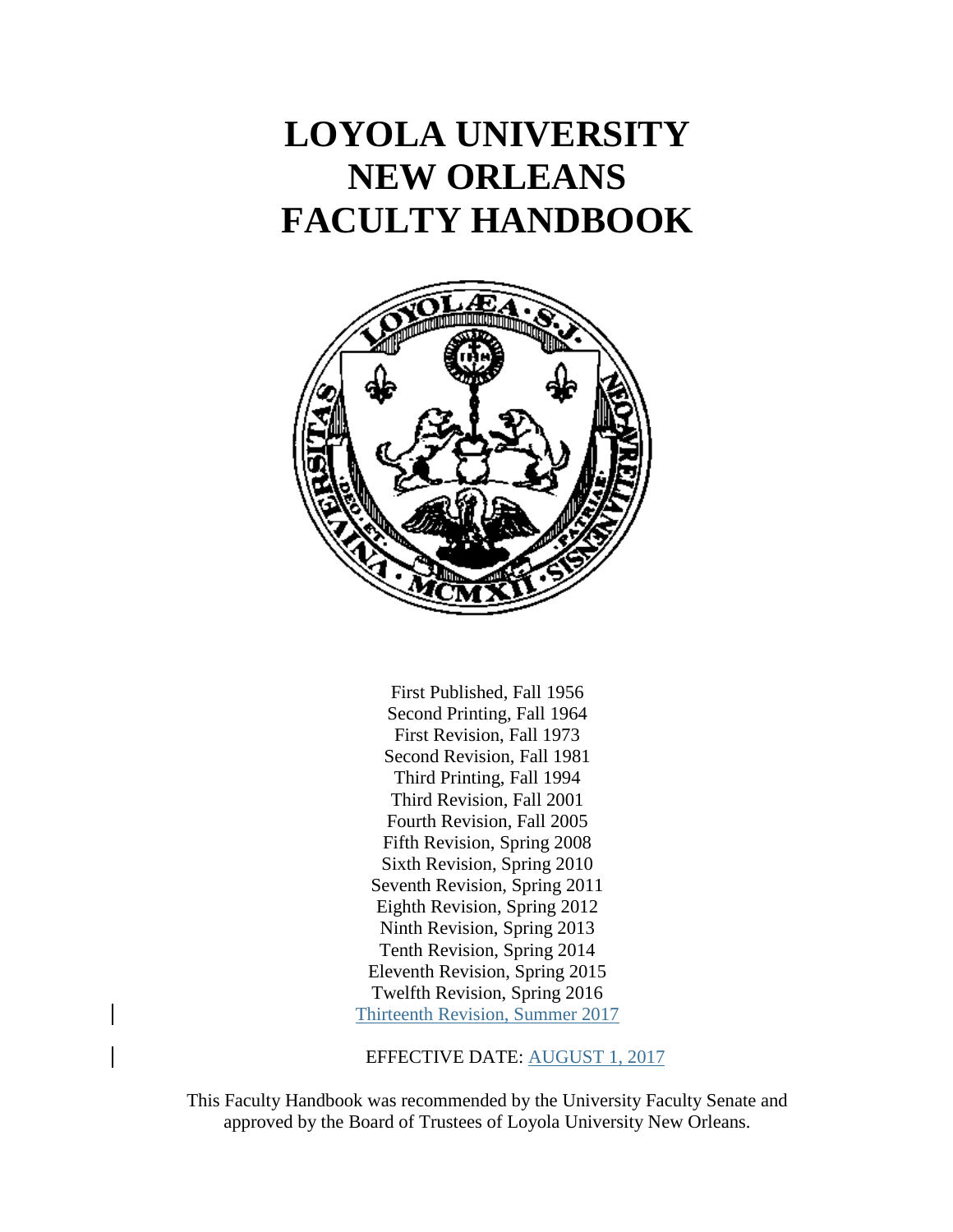# LOYOLA UNIVERSITY NEW ORLEANS FACULTY HANDBOOK

First Published, Fall 1956
Second Printing, Fall 1964
First Revision, Fall 1973
Second Revision, Fall 1981
Third Printing, Fall 1994
Third Revision, Fall 2001
Fourth Revision, Fall 2005
Fifth Revision, Spring 2008
Sixth Revision, Spring 2010
Seventh Revision, Spring 2011
Eighth Revision, Spring 2012
Ninth Revision, Spring 2013
Tenth Revision, Spring 2014
Eleventh Revision, Spring 2015
Twelfth Revision, Spring 2016
Thirteenth Revision, Summer 2017

EFFECTIVE DATE: AUGUST 1, 2017

This Faculty Handbook was recommended by the University Faculty Senate and approved by the Board of Trustees of Loyola University New Orleans.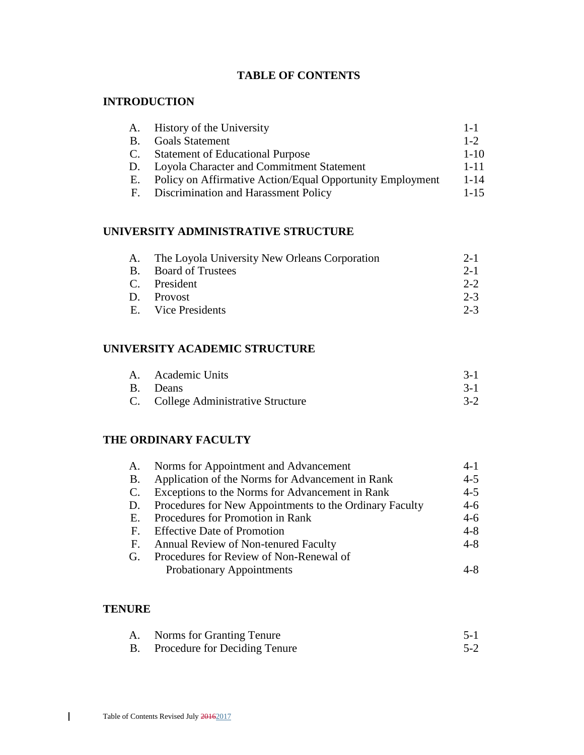# TABLE OF CONTENTS

## INTRODUCTION

| | | |
|---|---|---|
| A. | History of the University | 1-1 |
| B. | Goals Statement | 1-2 |
| C. | Statement of Educational Purpose | 1-10 |
| D. | Loyola Character and Commitment Statement | 1-11 |
| E. | Policy on Affirmative Action/Equal Opportunity Employment | 1-14 |
| F. | Discrimination and Harassment Policy | 1-15 |

## UNIVERSITY ADMINISTRATIVE STRUCTURE

| | | |
|---|---|---|
| A. | The Loyola University New Orleans Corporation | 2-1 |
| B. | Board of Trustees | 2-1 |
| C. | President | 2-2 |
| D. | Provost | 2-3 |
| E. | Vice Presidents | 2-3 |

## UNIVERSITY ACADEMIC STRUCTURE

| | | |
|---|---|---|
| A. | Academic Units | 3-1 |
| B. | Deans | 3-1 |
| C. | College Administrative Structure | 3-2 |

## THE ORDINARY FACULTY

| | | |
|---|---|---|
| A. | Norms for Appointment and Advancement | 4-1 |
| B. | Application of the Norms for Advancement in Rank | 4-5 |
| C. | Exceptions to the Norms for Advancement in Rank | 4-5 |
| D. | Procedures for New Appointments to the Ordinary Faculty | 4-6 |
| E. | Procedures for Promotion in Rank | 4-6 |
| F. | Effective Date of Promotion | 4-8 |
| F. | Annual Review of Non-tenured Faculty | 4-8 |
| G. | Procedures for Review of Non-Renewal of Probationary Appointments | 4-8 |

## TENURE

| | | |
|---|---|---|
| A. | Norms for Granting Tenure | 5-1 |
| B. | Procedure for Deciding Tenure | 5-2 |

Table of Contents Revised July ~~2016~~2017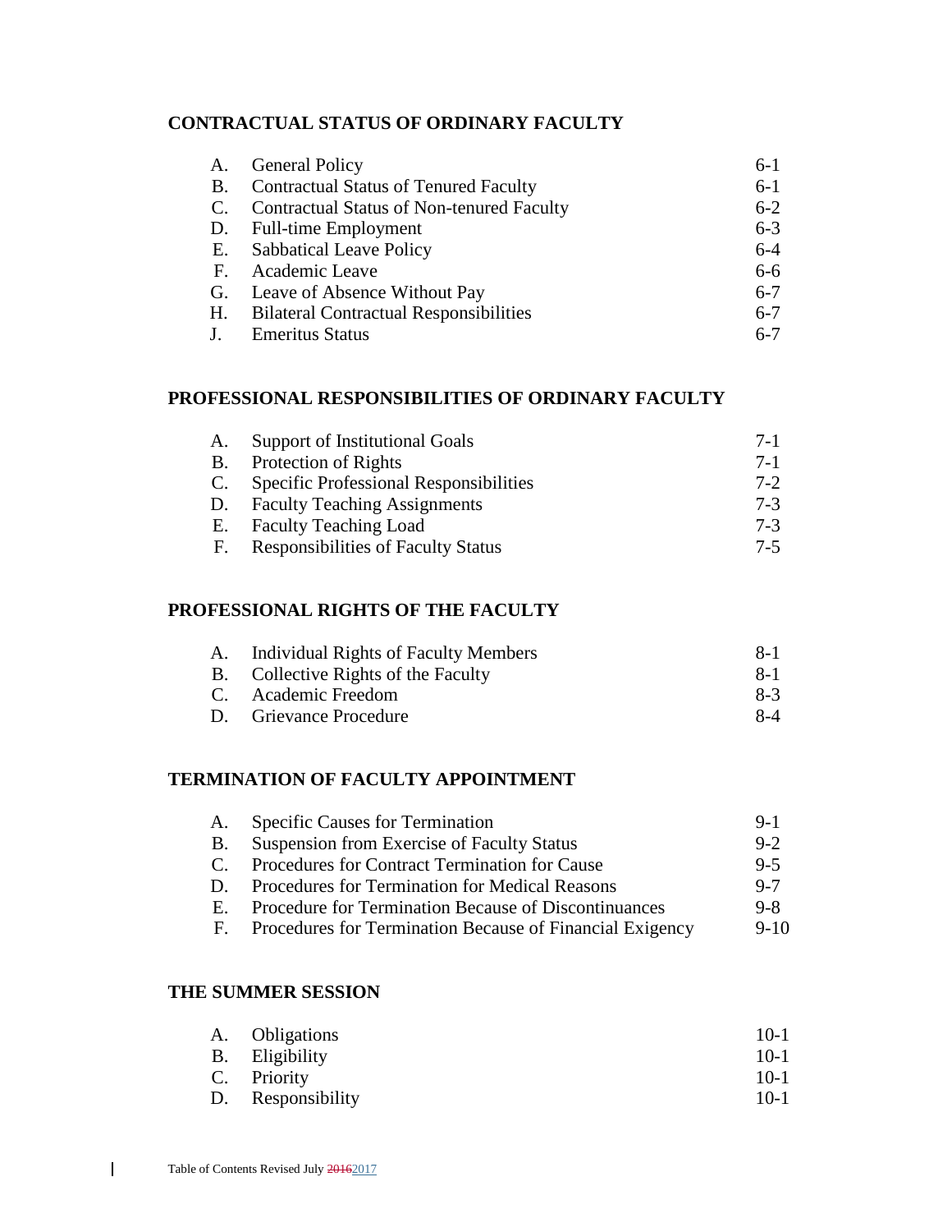## CONTRACTUAL STATUS OF ORDINARY FACULTY

| | | |
|---|---|---|
| A. | General Policy | 6-1 |
| B. | Contractual Status of Tenured Faculty | 6-1 |
| C. | Contractual Status of Non-tenured Faculty | 6-2 |
| D. | Full-time Employment | 6-3 |
| E. | Sabbatical Leave Policy | 6-4 |
| F. | Academic Leave | 6-6 |
| G. | Leave of Absence Without Pay | 6-7 |
| H. | Bilateral Contractual Responsibilities | 6-7 |
| J. | Emeritus Status | 6-7 |

## PROFESSIONAL RESPONSIBILITIES OF ORDINARY FACULTY

| | | |
|---|---|---|
| A. | Support of Institutional Goals | 7-1 |
| B. | Protection of Rights | 7-1 |
| C. | Specific Professional Responsibilities | 7-2 |
| D. | Faculty Teaching Assignments | 7-3 |
| E. | Faculty Teaching Load | 7-3 |
| F. | Responsibilities of Faculty Status | 7-5 |

## PROFESSIONAL RIGHTS OF THE FACULTY

| | | |
|---|---|---|
| A. | Individual Rights of Faculty Members | 8-1 |
| B. | Collective Rights of the Faculty | 8-1 |
| C. | Academic Freedom | 8-3 |
| D. | Grievance Procedure | 8-4 |

## TERMINATION OF FACULTY APPOINTMENT

| | | |
|---|---|---|
| A. | Specific Causes for Termination | 9-1 |
| B. | Suspension from Exercise of Faculty Status | 9-2 |
| C. | Procedures for Contract Termination for Cause | 9-5 |
| D. | Procedures for Termination for Medical Reasons | 9-7 |
| E. | Procedure for Termination Because of Discontinuances | 9-8 |
| F. | Procedures for Termination Because of Financial Exigency | 9-10 |

## THE SUMMER SESSION

| | | |
|---|---|---|
| A. | Obligations | 10-1 |
| B. | Eligibility | 10-1 |
| C. | Priority | 10-1 |
| D. | Responsibility | 10-1 |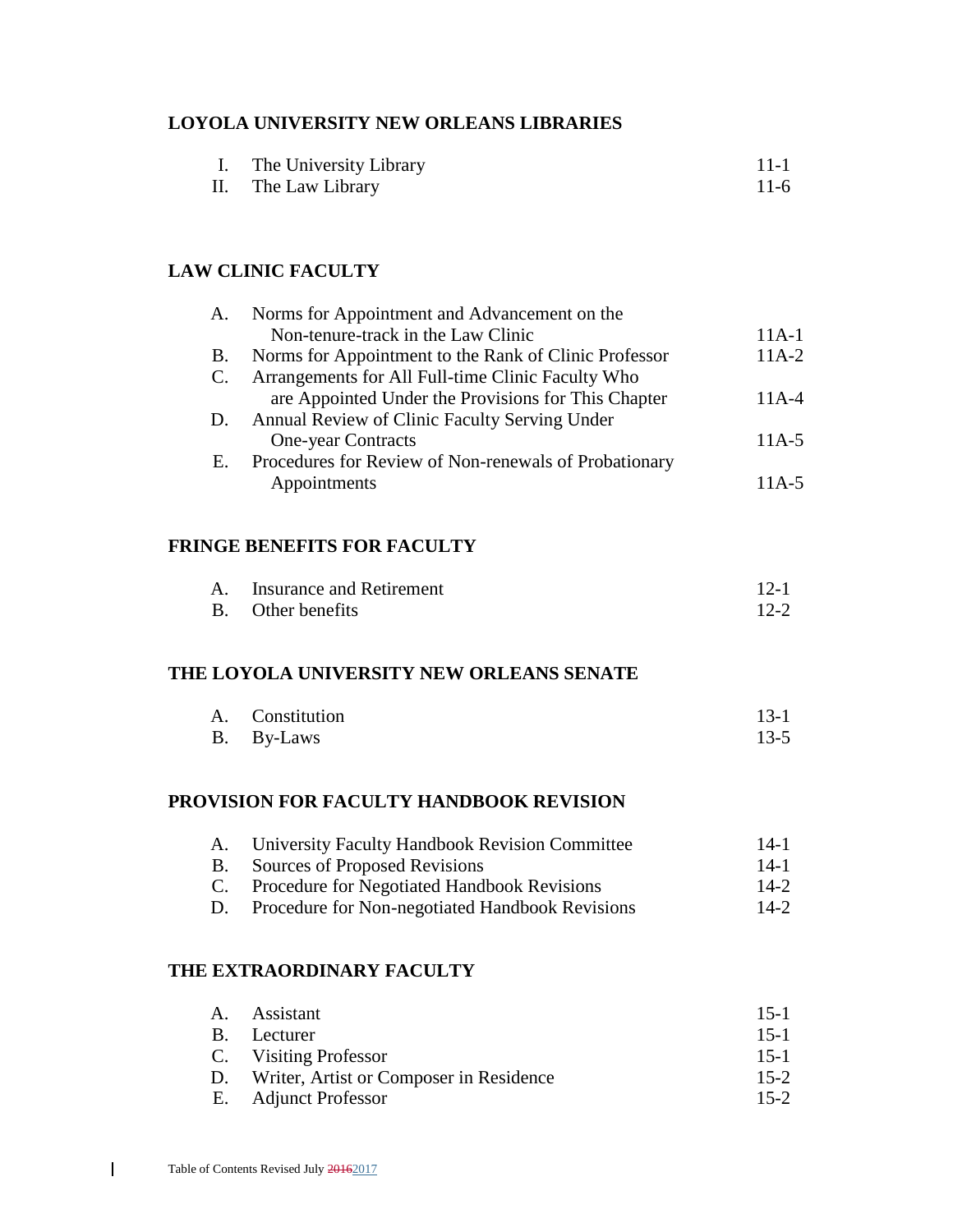## LOYOLA UNIVERSITY NEW ORLEANS LIBRARIES

| | | |
|---|---|---|
| I. | The University Library | 11-1 |
| II. | The Law Library | 11-6 |

## LAW CLINIC FACULTY

| | | |
|---|---|---|
| A. | Norms for Appointment and Advancement on the Non-tenure-track in the Law Clinic | 11A-1 |
| B. | Norms for Appointment to the Rank of Clinic Professor | 11A-2 |
| C. | Arrangements for All Full-time Clinic Faculty Who are Appointed Under the Provisions for This Chapter | 11A-4 |
| D. | Annual Review of Clinic Faculty Serving Under One-year Contracts | 11A-5 |
| E. | Procedures for Review of Non-renewals of Probationary Appointments | 11A-5 |

## FRINGE BENEFITS FOR FACULTY

| | | |
|---|---|---|
| A. | Insurance and Retirement | 12-1 |
| B. | Other benefits | 12-2 |

## THE LOYOLA UNIVERSITY NEW ORLEANS SENATE

| | | |
|---|---|---|
| A. | Constitution | 13-1 |
| B. | By-Laws | 13-5 |

## PROVISION FOR FACULTY HANDBOOK REVISION

| | | |
|---|---|---|
| A. | University Faculty Handbook Revision Committee | 14-1 |
| B. | Sources of Proposed Revisions | 14-1 |
| C. | Procedure for Negotiated Handbook Revisions | 14-2 |
| D. | Procedure for Non-negotiated Handbook Revisions | 14-2 |

## THE EXTRAORDINARY FACULTY

| | | |
|---|---|---|
| A. | Assistant | 15-1 |
| B. | Lecturer | 15-1 |
| C. | Visiting Professor | 15-1 |
| D. | Writer, Artist or Composer in Residence | 15-2 |
| E. | Adjunct Professor | 15-2 |

Table of Contents Revised July ~~2016~~2017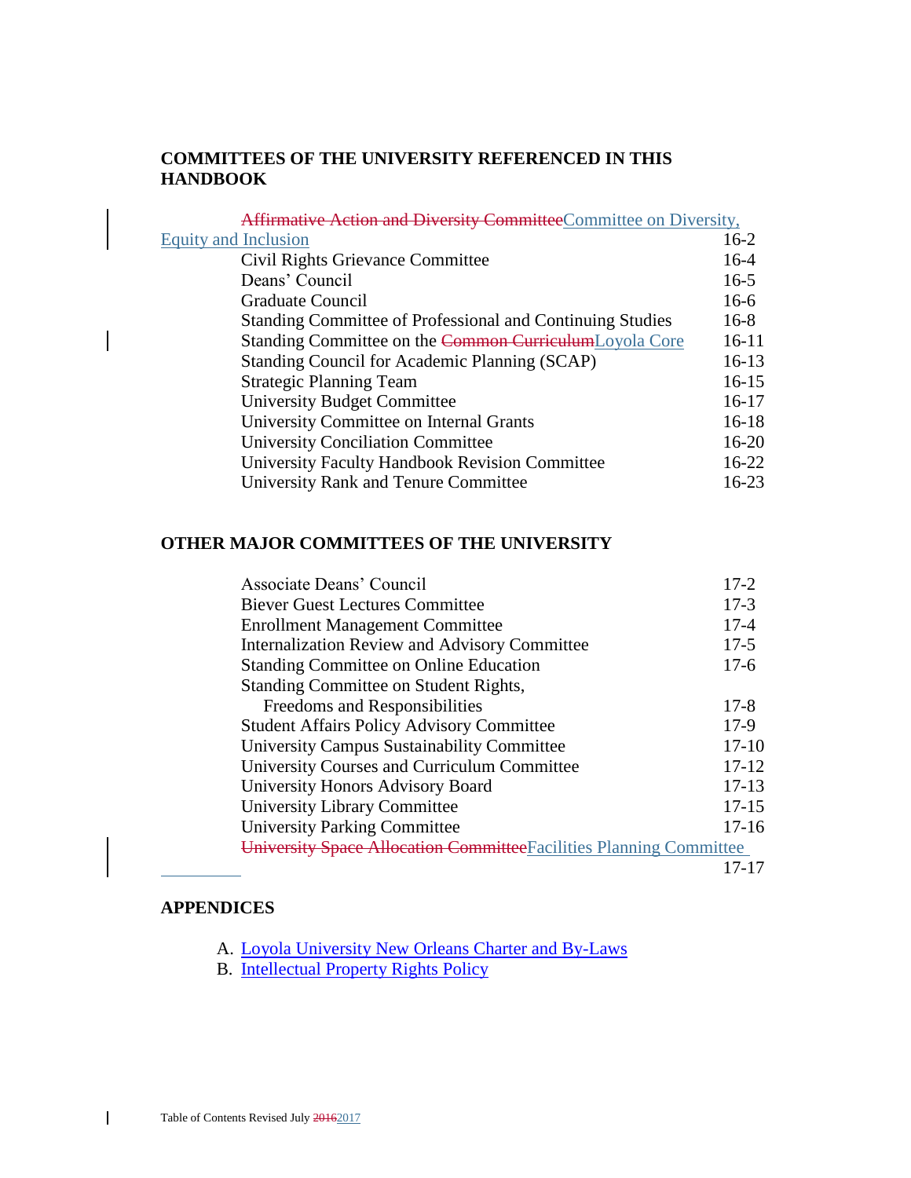## COMMITTEES OF THE UNIVERSITY REFERENCED IN THIS HANDBOOK

| | |
|---|---|
| ~~Affirmative Action and Diversity Committee~~Committee on Diversity, Equity and Inclusion | 16-2 |
| Civil Rights Grievance Committee | 16-4 |
| Deans' Council | 16-5 |
| Graduate Council | 16-6 |
| Standing Committee of Professional and Continuing Studies | 16-8 |
| Standing Committee on the ~~Common Curriculum~~Loyola Core | 16-11 |
| Standing Council for Academic Planning (SCAP) | 16-13 |
| Strategic Planning Team | 16-15 |
| University Budget Committee | 16-17 |
| University Committee on Internal Grants | 16-18 |
| University Conciliation Committee | 16-20 |
| University Faculty Handbook Revision Committee | 16-22 |
| University Rank and Tenure Committee | 16-23 |

## OTHER MAJOR COMMITTEES OF THE UNIVERSITY

| | |
|---|---|
| Associate Deans' Council | 17-2 |
| Biever Guest Lectures Committee | 17-3 |
| Enrollment Management Committee | 17-4 |
| Internalization Review and Advisory Committee | 17-5 |
| Standing Committee on Online Education | 17-6 |
| Standing Committee on Student Rights, Freedoms and Responsibilities | 17-8 |
| Student Affairs Policy Advisory Committee | 17-9 |
| University Campus Sustainability Committee | 17-10 |
| University Courses and Curriculum Committee | 17-12 |
| University Honors Advisory Board | 17-13 |
| University Library Committee | 17-15 |
| University Parking Committee | 17-16 |
| ~~University Space Allocation Committee~~Facilities Planning Committee | 17-17 |

## APPENDICES

A. Loyola University New Orleans Charter and By-Laws
B. Intellectual Property Rights Policy